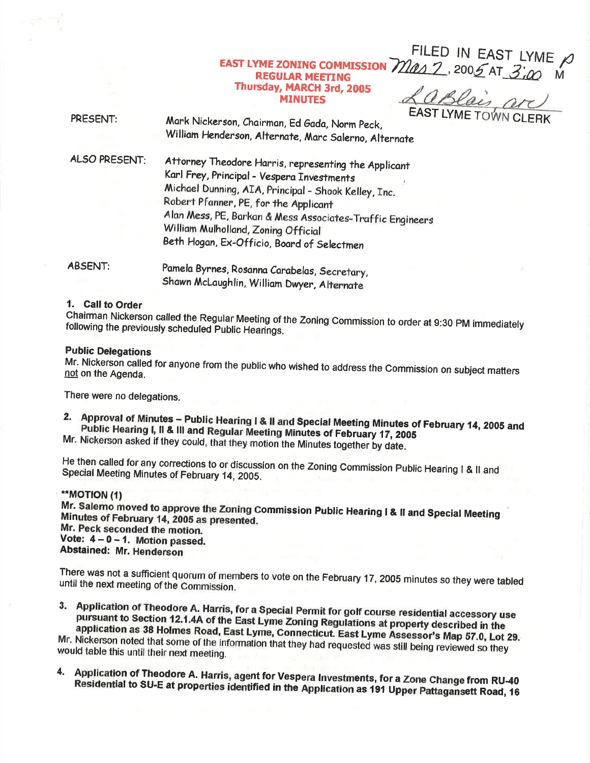FILED IN EAST LYME Mar 7, 2005 AT 3:00 PM

LaBlair, ATC
EAST LYME TOWN CLERK

# EAST LYME ZONING COMMISSION
## REGULAR MEETING
### Thursday, MARCH 3rd, 2005
### MINUTES

PRESENT: Mark Nickerson, Chairman, Ed Gada, Norm Peck, William Henderson, Alternate, Marc Salerno, Alternate

ALSO PRESENT: Attorney Theodore Harris, representing the Applicant
Karl Frey, Principal - Vespera Investments
Michael Dunning, AIA, Principal - Shook Kelley, Inc.
Robert Pfanner, PE, for the Applicant
Alan Mess, PE, Barkan & Mess Associates-Traffic Engineers
William Mulholland, Zoning Official
Beth Hogan, Ex-Officio, Board of Selectmen

ABSENT: Pamela Byrnes, Rosanna Carabelas, Secretary, Shawn McLaughlin, William Dwyer, Alternate

**1. Call to Order**

Chairman Nickerson called the Regular Meeting of the Zoning Commission to order at 9:30 PM immediately following the previously scheduled Public Hearings.

**Public Delegations**

Mr. Nickerson called for anyone from the public who wished to address the Commission on subject matters not on the Agenda.

There were no delegations.

**2. Approval of Minutes – Public Hearing I & II and Special Meeting Minutes of February 14, 2005 and Public Hearing I, II & III and Regular Meeting Minutes of February 17, 2005**

Mr. Nickerson asked if they could, that they motion the Minutes together by date.

He then called for any corrections to or discussion on the Zoning Commission Public Hearing I & II and Special Meeting Minutes of February 14, 2005.

**\*\*MOTION (1)**
**Mr. Salerno moved to approve the Zoning Commission Public Hearing I & II and Special Meeting Minutes of February 14, 2005 as presented.**
**Mr. Peck seconded the motion.**
**Vote: 4 – 0 – 1. Motion passed.**
**Abstained: Mr. Henderson**

There was not a sufficient quorum of members to vote on the February 17, 2005 minutes so they were tabled until the next meeting of the Commission.

**3. Application of Theodore A. Harris, for a Special Permit for golf course residential accessory use pursuant to Section 12.1.4A of the East Lyme Zoning Regulations at property described in the application as 38 Holmes Road, East Lyme, Connecticut. East Lyme Assessor's Map 57.0, Lot 29.**

Mr. Nickerson noted that some of the information that they had requested was still being reviewed so they would table this until their next meeting.

**4. Application of Theodore A. Harris, agent for Vespera Investments, for a Zone Change from RU-40 Residential to SU-E at properties identified in the Application as 191 Upper Pattagansett Road, 16**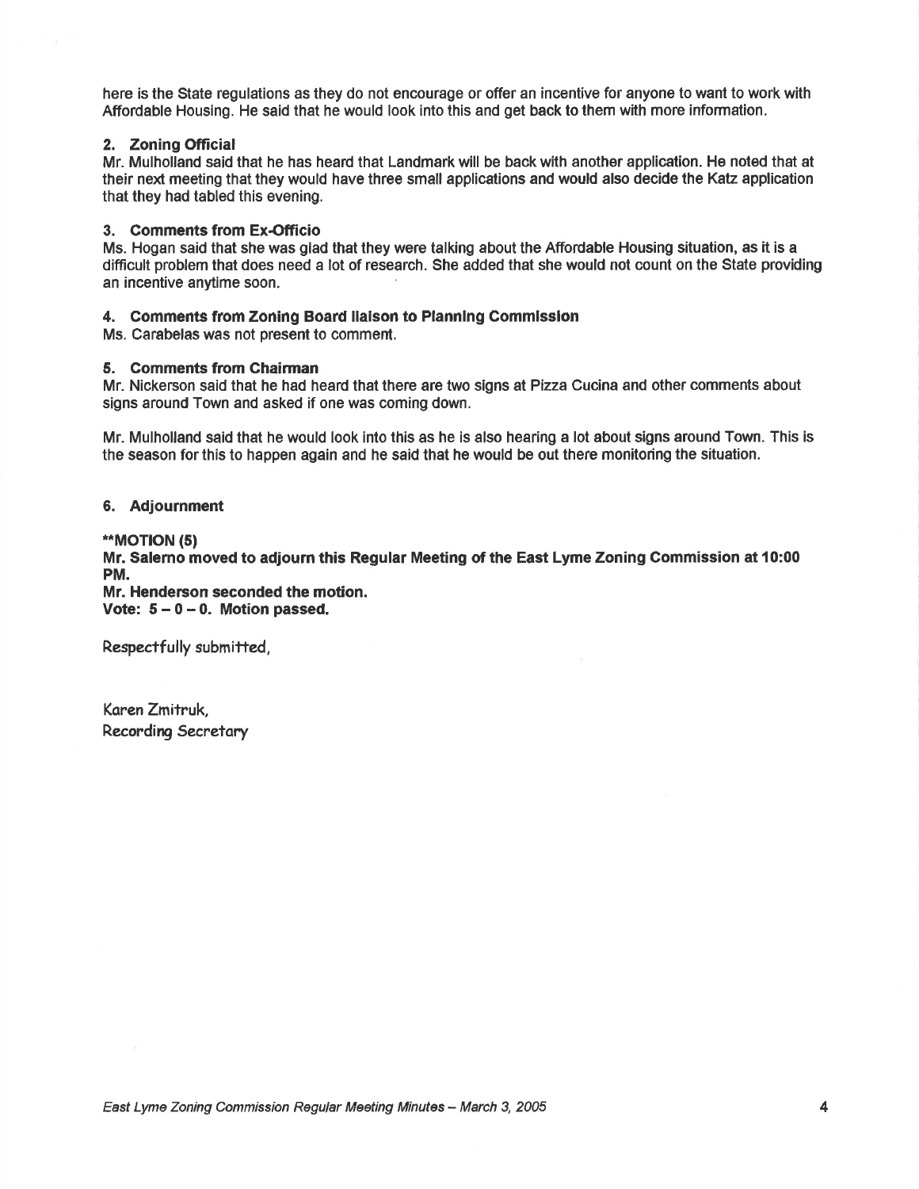here is the State regulations as they do not encourage or offer an incentive for anyone to want to work with Affordable Housing. He said that he would look into this and get back to them with more information.

**2. Zoning Official**

Mr. Mulholland said that he has heard that Landmark will be back with another application. He noted that at their next meeting that they would have three small applications and would also decide the Katz application that they had tabled this evening.

**3. Comments from Ex-Officio**

Ms. Hogan said that she was glad that they were talking about the Affordable Housing situation, as it is a difficult problem that does need a lot of research. She added that she would not count on the State providing an incentive anytime soon.

**4. Comments from Zoning Board liaison to Planning Commission**

Ms. Carabelas was not present to comment.

**5. Comments from Chairman**

Mr. Nickerson said that he had heard that there are two signs at Pizza Cucina and other comments about signs around Town and asked if one was coming down.

Mr. Mulholland said that he would look into this as he is also hearing a lot about signs around Town. This is the season for this to happen again and he said that he would be out there monitoring the situation.

**6. Adjournment**

****MOTION (5)**
**Mr. Salerno moved to adjourn this Regular Meeting of the East Lyme Zoning Commission at 10:00 PM.**
**Mr. Henderson seconded the motion.**
**Vote: 5 – 0 – 0. Motion passed.**

Respectfully submitted,

Karen Zmitruk,
Recording Secretary